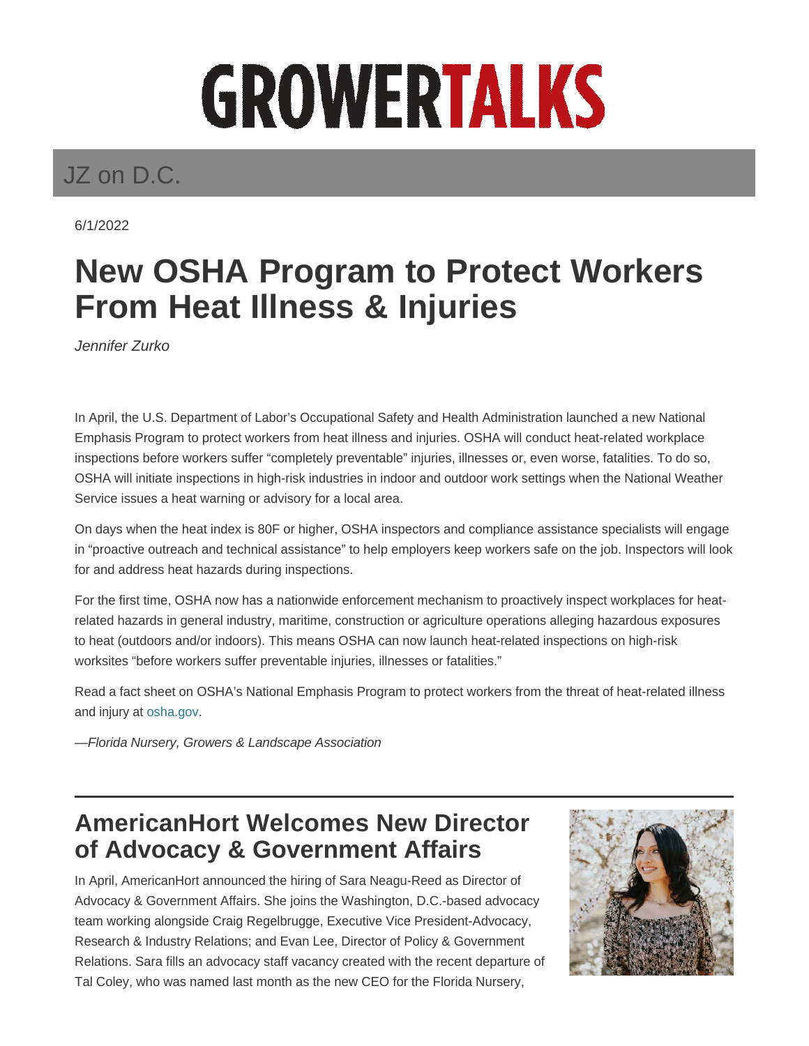# GROWERTALKS

## JZ on D.C.

6/1/2022

# New OSHA Program to Protect Workers From Heat Illness & Injuries

*Jennifer Zurko*

In April, the U.S. Department of Labor's Occupational Safety and Health Administration launched a new National Emphasis Program to protect workers from heat illness and injuries. OSHA will conduct heat-related workplace inspections before workers suffer "completely preventable" injuries, illnesses or, even worse, fatalities. To do so, OSHA will initiate inspections in high-risk industries in indoor and outdoor work settings when the National Weather Service issues a heat warning or advisory for a local area.

On days when the heat index is 80F or higher, OSHA inspectors and compliance assistance specialists will engage in "proactive outreach and technical assistance" to help employers keep workers safe on the job. Inspectors will look for and address heat hazards during inspections.

For the first time, OSHA now has a nationwide enforcement mechanism to proactively inspect workplaces for heat-related hazards in general industry, maritime, construction or agriculture operations alleging hazardous exposures to heat (outdoors and/or indoors). This means OSHA can now launch heat-related inspections on high-risk worksites "before workers suffer preventable injuries, illnesses or fatalities."

Read a fact sheet on OSHA's National Emphasis Program to protect workers from the threat of heat-related illness and injury at osha.gov.

*—Florida Nursery, Growers & Landscape Association*

---

## AmericanHort Welcomes New Director of Advocacy & Government Affairs

In April, AmericanHort announced the hiring of Sara Neagu-Reed as Director of Advocacy & Government Affairs. She joins the Washington, D.C.-based advocacy team working alongside Craig Regelbrugge, Executive Vice President-Advocacy, Research & Industry Relations; and Evan Lee, Director of Policy & Government Relations. Sara fills an advocacy staff vacancy created with the recent departure of Tal Coley, who was named last month as the new CEO for the Florida Nursery,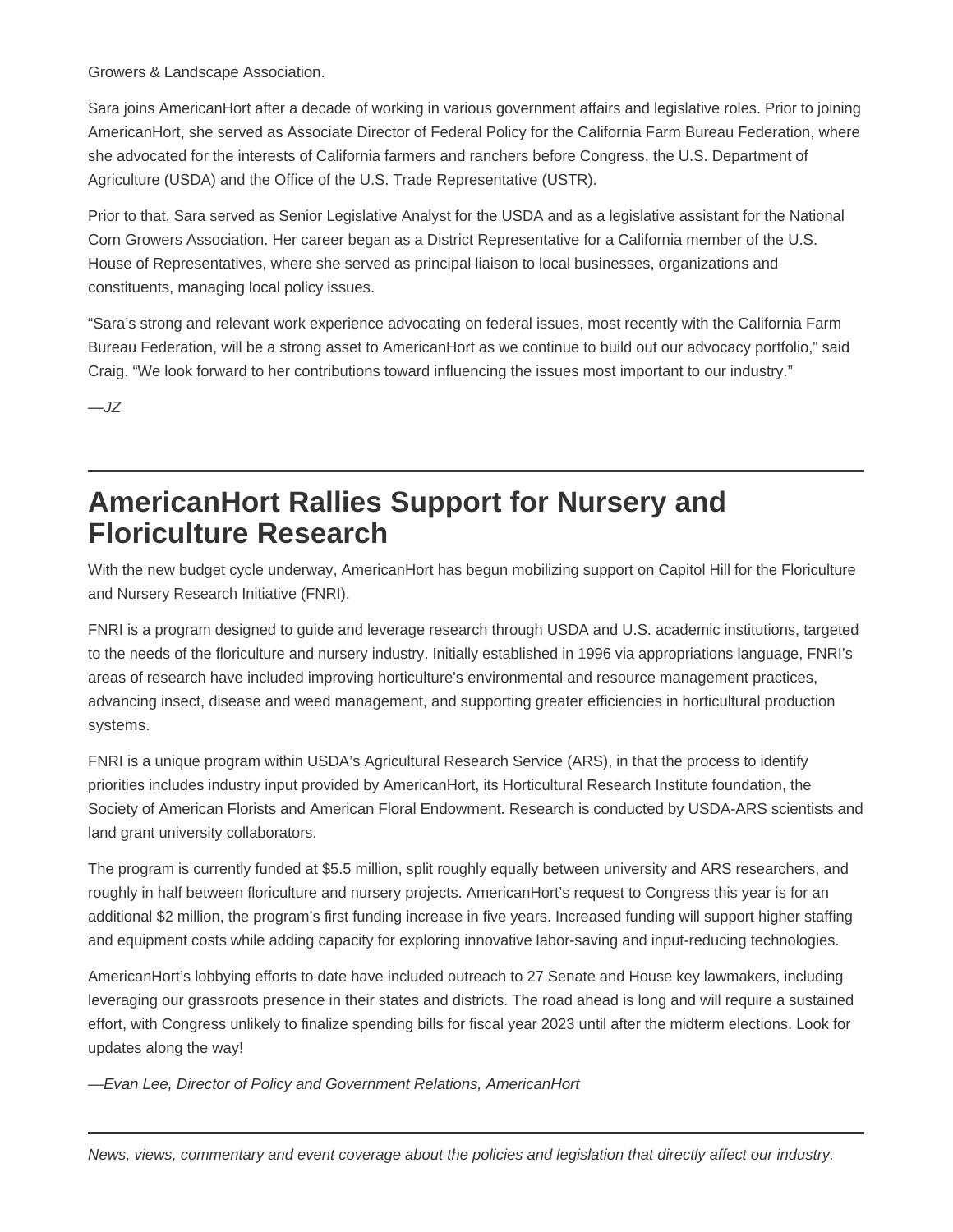Growers & Landscape Association.

Sara joins AmericanHort after a decade of working in various government affairs and legislative roles. Prior to joining AmericanHort, she served as Associate Director of Federal Policy for the California Farm Bureau Federation, where she advocated for the interests of California farmers and ranchers before Congress, the U.S. Department of Agriculture (USDA) and the Office of the U.S. Trade Representative (USTR).

Prior to that, Sara served as Senior Legislative Analyst for the USDA and as a legislative assistant for the National Corn Growers Association. Her career began as a District Representative for a California member of the U.S. House of Representatives, where she served as principal liaison to local businesses, organizations and constituents, managing local policy issues.

"Sara's strong and relevant work experience advocating on federal issues, most recently with the California Farm Bureau Federation, will be a strong asset to AmericanHort as we continue to build out our advocacy portfolio," said Craig. "We look forward to her contributions toward influencing the issues most important to our industry."

—*JZ*

---

# AmericanHort Rallies Support for Nursery and Floriculture Research

With the new budget cycle underway, AmericanHort has begun mobilizing support on Capitol Hill for the Floriculture and Nursery Research Initiative (FNRI).

FNRI is a program designed to guide and leverage research through USDA and U.S. academic institutions, targeted to the needs of the floriculture and nursery industry. Initially established in 1996 via appropriations language, FNRI's areas of research have included improving horticulture's environmental and resource management practices, advancing insect, disease and weed management, and supporting greater efficiencies in horticultural production systems.

FNRI is a unique program within USDA's Agricultural Research Service (ARS), in that the process to identify priorities includes industry input provided by AmericanHort, its Horticultural Research Institute foundation, the Society of American Florists and American Floral Endowment. Research is conducted by USDA-ARS scientists and land grant university collaborators.

The program is currently funded at $5.5 million, split roughly equally between university and ARS researchers, and roughly in half between floriculture and nursery projects. AmericanHort's request to Congress this year is for an additional $2 million, the program's first funding increase in five years. Increased funding will support higher staffing and equipment costs while adding capacity for exploring innovative labor-saving and input-reducing technologies.

AmericanHort's lobbying efforts to date have included outreach to 27 Senate and House key lawmakers, including leveraging our grassroots presence in their states and districts. The road ahead is long and will require a sustained effort, with Congress unlikely to finalize spending bills for fiscal year 2023 until after the midterm elections. Look for updates along the way!

—*Evan Lee, Director of Policy and Government Relations, AmericanHort*

---

*News, views, commentary and event coverage about the policies and legislation that directly affect our industry.*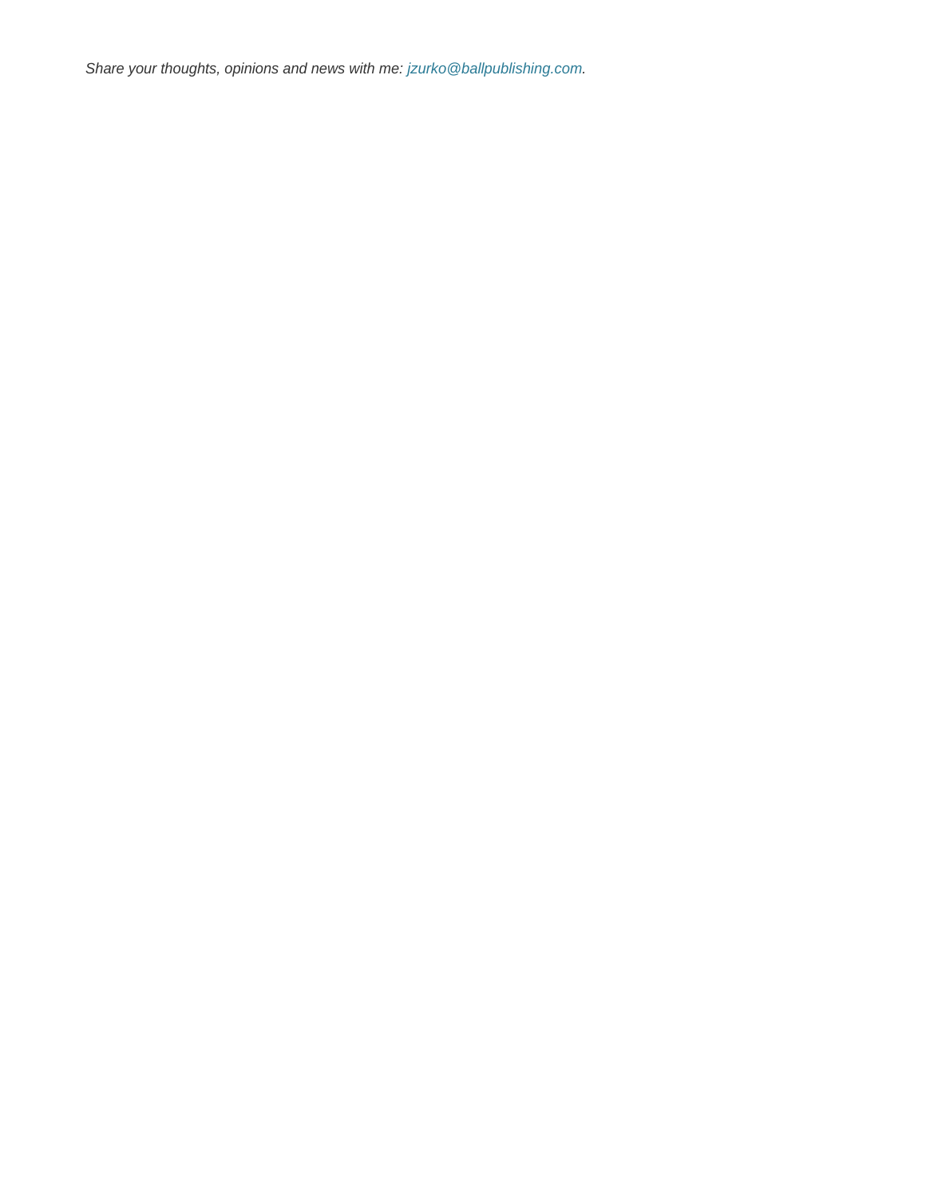*Share your thoughts, opinions and news with me: jzurko@ballpublishing.com.*